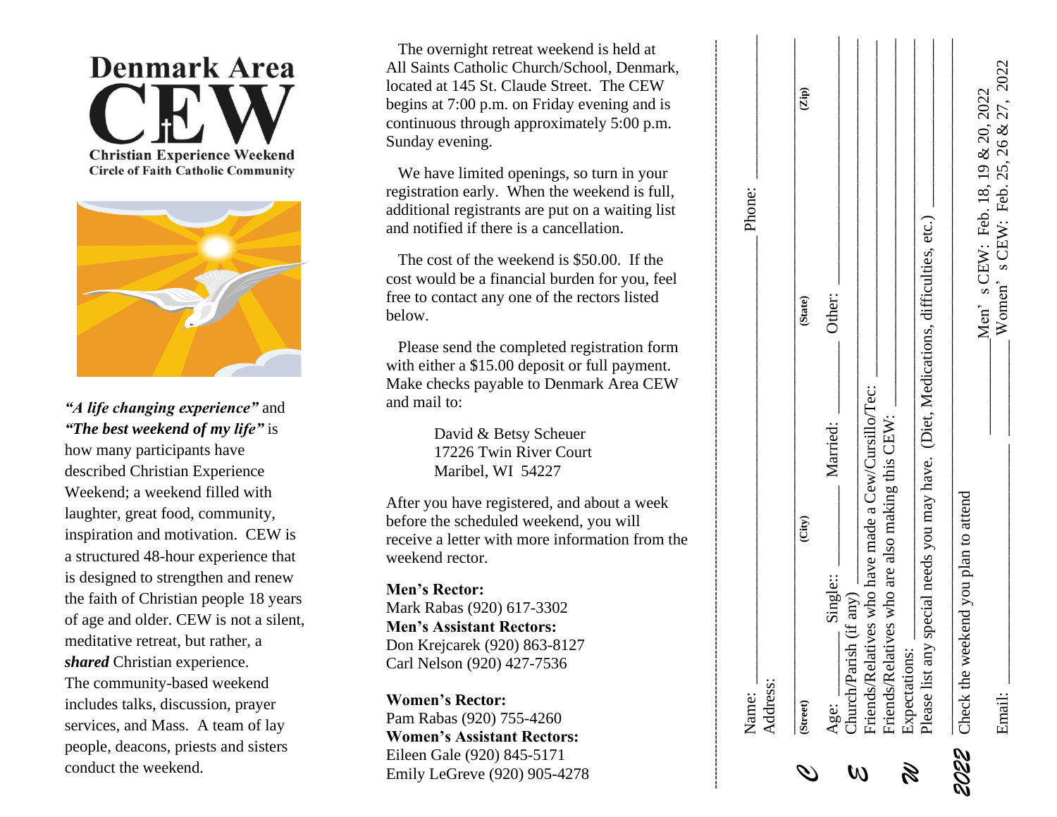# Denmark Area CEW

**Christian Experience Weekend**
**Circle of Faith Catholic Community**

***"A life changing experience"*** and ***"The best weekend of my life"*** is how many participants have described Christian Experience Weekend; a weekend filled with laughter, great food, community, inspiration and motivation. CEW is a structured 48-hour experience that is designed to strengthen and renew the faith of Christian people 18 years of age and older. CEW is not a silent, meditative retreat, but rather, a ***shared*** Christian experience. The community-based weekend includes talks, discussion, prayer services, and Mass. A team of lay people, deacons, priests and sisters conduct the weekend.

The overnight retreat weekend is held at All Saints Catholic Church/School, Denmark, located at 145 St. Claude Street. The CEW begins at 7:00 p.m. on Friday evening and is continuous through approximately 5:00 p.m. Sunday evening.

We have limited openings, so turn in your registration early. When the weekend is full, additional registrants are put on a waiting list and notified if there is a cancellation.

The cost of the weekend is $50.00. If the cost would be a financial burden for you, feel free to contact any one of the rectors listed below.

Please send the completed registration form with either a $15.00 deposit or full payment. Make checks payable to Denmark Area CEW and mail to:

David & Betsy Scheuer
17226 Twin River Court
Maribel, WI 54227

After you have registered, and about a week before the scheduled weekend, you will receive a letter with more information from the weekend rector.

**Men's Rector:**
Mark Rabas (920) 617-3302
**Men's Assistant Rectors:**
Don Krejcarek (920) 863-8127
Carl Nelson (920) 427-7536

**Women's Rector:**
Pam Rabas (920) 755-4260
**Women's Assistant Rectors:**
Eileen Gale (920) 845-5171
Emily LeGreve (920) 905-4278

---

*CEW 2022*

Name: ______________________________ Phone: ______________

Address: ___________________________________________

(Street) (City) (State) (Zip)

Age: ______ Single:: ______ Married: ______ Other: ______

Church/Parish (if any) ___________________________________

Friends/Relatives who have made a Cew/Cursillo/Tec: ___________

Friends/Relatives who are also making this CEW: ______________

Expectations: _____________________________________________

Please list any special needs you may have. (Diet, Medications, difficulties, etc.) ______________________

Check the weekend you plan to attend

______ Men's CEW: Feb. 18, 19 & 20, 2022

______ Women's CEW: Feb. 25, 26 & 27, 2022

Email: ____________________________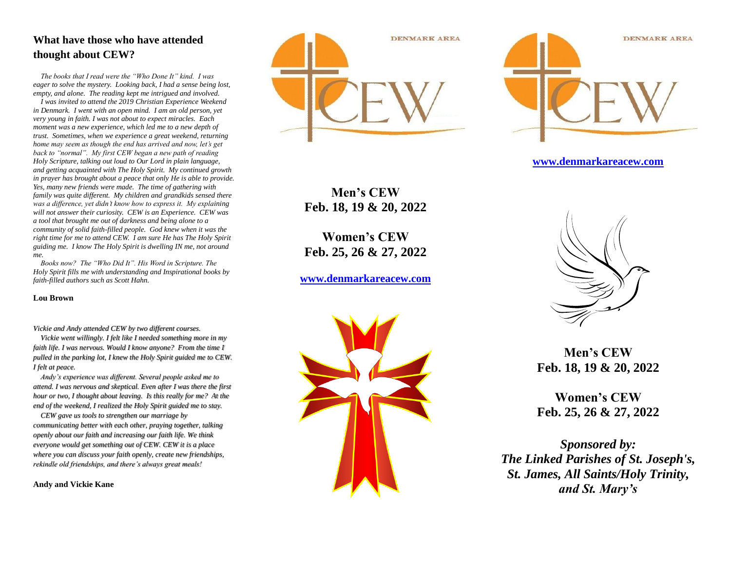## What have those who have attended thought about CEW?

*The books that I read were the "Who Done It" kind. I was eager to solve the mystery. Looking back, I had a sense being lost, empty, and alone. The reading kept me intrigued and involved.*

*I was invited to attend the 2019 Christian Experience Weekend in Denmark. I went with an open mind. I am an old person, yet very young in faith. I was not about to expect miracles. Each moment was a new experience, which led me to a new depth of trust. Sometimes, when we experience a great weekend, returning home may seem as though the end has arrived and now, let's get back to "normal". My first CEW began a new path of reading Holy Scripture, talking out loud to Our Lord in plain language, and getting acquainted with The Holy Spirit. My continued growth in prayer has brought about a peace that only He is able to provide. Yes, many new friends were made. The time of gathering with family was quite different. My children and grandkids sensed there was a difference, yet didn't know how to express it. My explaining will not answer their curiosity. CEW is an Experience. CEW was a tool that brought me out of darkness and being alone to a community of solid faith-filled people. God knew when it was the right time for me to attend CEW. I am sure He has The Holy Spirit guiding me. I know The Holy Spirit is dwelling IN me, not around me.*

*Books now? The "Who Did It". His Word in Scripture. The Holy Spirit fills me with understanding and Inspirational books by faith-filled authors such as Scott Hahn.*

**Lou Brown**

*Vickie and Andy attended CEW by two different courses.*

*Vickie went willingly. I felt like I needed something more in my faith life. I was nervous. Would I know anyone? From the time I pulled in the parking lot, I knew the Holy Spirit guided me to CEW. I felt at peace.*

*Andy's experience was different. Several people asked me to attend. I was nervous and skeptical. Even after I was there the first hour or two, I thought about leaving. Is this really for me? At the end of the weekend, I realized the Holy Spirit guided me to stay.*

*CEW gave us tools to strengthen our marriage by communicating better with each other, praying together, talking openly about our faith and increasing our faith life. We think everyone would get something out of CEW. CEW it is a place where you can discuss your faith openly, create new friendships, rekindle old friendships, and there's always great meals!*

**Andy and Vickie Kane**

DENMARK AREA

CEW

**Men's CEW**
**Feb. 18, 19 & 20, 2022**

**Women's CEW**
**Feb. 25, 26 & 27, 2022**

**www.denmarkareacew.com**

DENMARK AREA

CEW

**www.denmarkareacew.com**

**Men's CEW**
**Feb. 18, 19 & 20, 2022**

**Women's CEW**
**Feb. 25, 26 & 27, 2022**

***Sponsored by:***
***The Linked Parishes of St. Joseph's, St. James, All Saints/Holy Trinity, and St. Mary's***